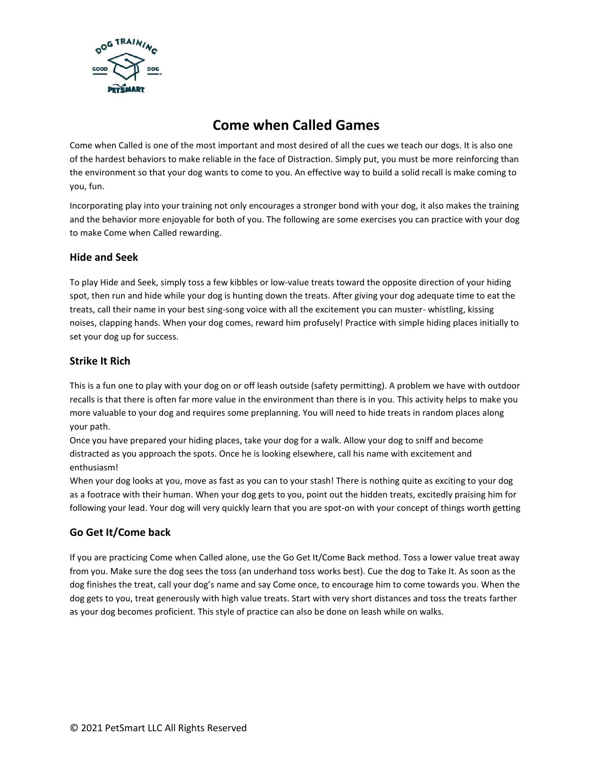# Come when Called Games

Come when Called is one of the most important and most desired of all the cues we teach our dogs. It is also one of the hardest behaviors to make reliable in the face of Distraction. Simply put, you must be more reinforcing than the environment so that your dog wants to come to you. An effective way to build a solid recall is make coming to you, fun.

Incorporating play into your training not only encourages a stronger bond with your dog, it also makes the training and the behavior more enjoyable for both of you. The following are some exercises you can practice with your dog to make Come when Called rewarding.

### Hide and Seek

To play Hide and Seek, simply toss a few kibbles or low-value treats toward the opposite direction of your hiding spot, then run and hide while your dog is hunting down the treats. After giving your dog adequate time to eat the treats, call their name in your best sing-song voice with all the excitement you can muster- whistling, kissing noises, clapping hands. When your dog comes, reward him profusely! Practice with simple hiding places initially to set your dog up for success.

### Strike It Rich

This is a fun one to play with your dog on or off leash outside (safety permitting). A problem we have with outdoor recalls is that there is often far more value in the environment than there is in you. This activity helps to make you more valuable to your dog and requires some preplanning. You will need to hide treats in random places along your path.

Once you have prepared your hiding places, take your dog for a walk. Allow your dog to sniff and become distracted as you approach the spots. Once he is looking elsewhere, call his name with excitement and enthusiasm!

When your dog looks at you, move as fast as you can to your stash! There is nothing quite as exciting to your dog as a footrace with their human. When your dog gets to you, point out the hidden treats, excitedly praising him for following your lead. Your dog will very quickly learn that you are spot-on with your concept of things worth getting

### Go Get It/Come back

If you are practicing Come when Called alone, use the Go Get It/Come Back method. Toss a lower value treat away from you. Make sure the dog sees the toss (an underhand toss works best). Cue the dog to Take It. As soon as the dog finishes the treat, call your dog's name and say Come once, to encourage him to come towards you. When the dog gets to you, treat generously with high value treats. Start with very short distances and toss the treats farther as your dog becomes proficient. This style of practice can also be done on leash while on walks.

© 2021 PetSmart LLC All Rights Reserved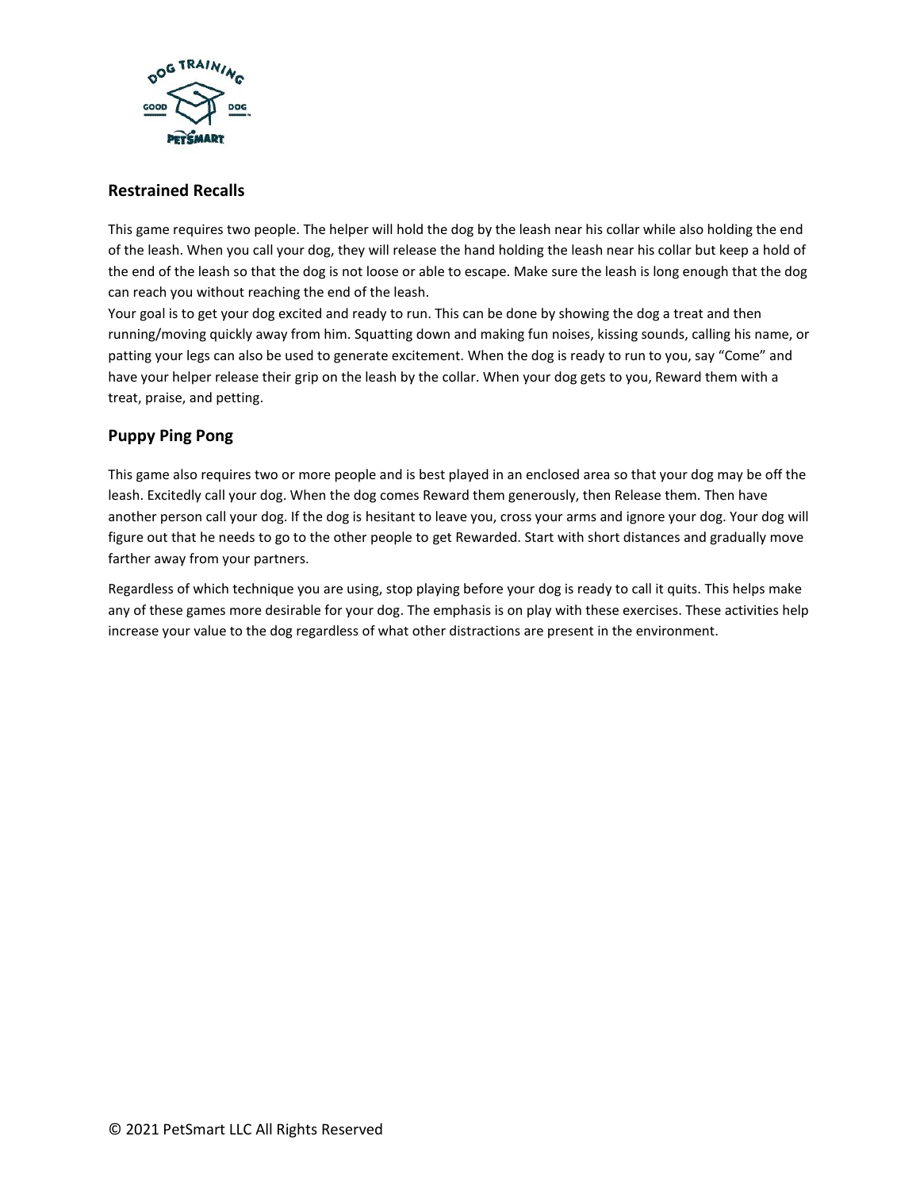## Restrained Recalls

This game requires two people. The helper will hold the dog by the leash near his collar while also holding the end of the leash. When you call your dog, they will release the hand holding the leash near his collar but keep a hold of the end of the leash so that the dog is not loose or able to escape. Make sure the leash is long enough that the dog can reach you without reaching the end of the leash.
Your goal is to get your dog excited and ready to run. This can be done by showing the dog a treat and then running/moving quickly away from him. Squatting down and making fun noises, kissing sounds, calling his name, or patting your legs can also be used to generate excitement. When the dog is ready to run to you, say "Come" and have your helper release their grip on the leash by the collar. When your dog gets to you, Reward them with a treat, praise, and petting.

## Puppy Ping Pong

This game also requires two or more people and is best played in an enclosed area so that your dog may be off the leash. Excitedly call your dog. When the dog comes Reward them generously, then Release them. Then have another person call your dog. If the dog is hesitant to leave you, cross your arms and ignore your dog. Your dog will figure out that he needs to go to the other people to get Rewarded. Start with short distances and gradually move farther away from your partners.

Regardless of which technique you are using, stop playing before your dog is ready to call it quits. This helps make any of these games more desirable for your dog. The emphasis is on play with these exercises. These activities help increase your value to the dog regardless of what other distractions are present in the environment.

© 2021 PetSmart LLC All Rights Reserved